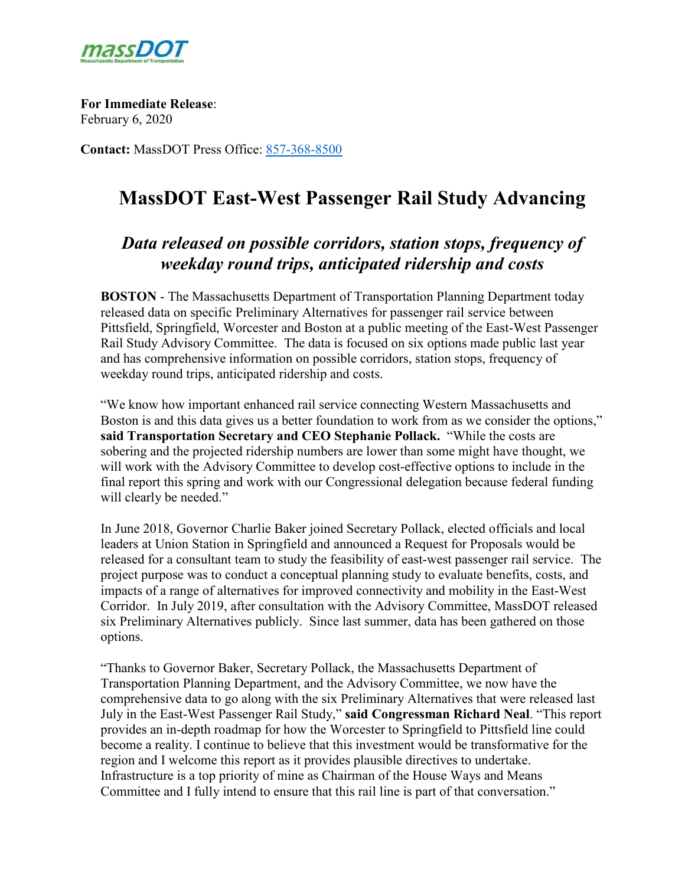**For Immediate Release**:
February 6, 2020

**Contact:** MassDOT Press Office: 857-368-8500

# MassDOT East-West Passenger Rail Study Advancing

## *Data released on possible corridors, station stops, frequency of weekday round trips, anticipated ridership and costs*

**BOSTON** - The Massachusetts Department of Transportation Planning Department today released data on specific Preliminary Alternatives for passenger rail service between Pittsfield, Springfield, Worcester and Boston at a public meeting of the East-West Passenger Rail Study Advisory Committee. The data is focused on six options made public last year and has comprehensive information on possible corridors, station stops, frequency of weekday round trips, anticipated ridership and costs.

"We know how important enhanced rail service connecting Western Massachusetts and Boston is and this data gives us a better foundation to work from as we consider the options," **said Transportation Secretary and CEO Stephanie Pollack.** "While the costs are sobering and the projected ridership numbers are lower than some might have thought, we will work with the Advisory Committee to develop cost-effective options to include in the final report this spring and work with our Congressional delegation because federal funding will clearly be needed."

In June 2018, Governor Charlie Baker joined Secretary Pollack, elected officials and local leaders at Union Station in Springfield and announced a Request for Proposals would be released for a consultant team to study the feasibility of east-west passenger rail service. The project purpose was to conduct a conceptual planning study to evaluate benefits, costs, and impacts of a range of alternatives for improved connectivity and mobility in the East-West Corridor. In July 2019, after consultation with the Advisory Committee, MassDOT released six Preliminary Alternatives publicly. Since last summer, data has been gathered on those options.

"Thanks to Governor Baker, Secretary Pollack, the Massachusetts Department of Transportation Planning Department, and the Advisory Committee, we now have the comprehensive data to go along with the six Preliminary Alternatives that were released last July in the East-West Passenger Rail Study," **said Congressman Richard Neal**. "This report provides an in-depth roadmap for how the Worcester to Springfield to Pittsfield line could become a reality. I continue to believe that this investment would be transformative for the region and I welcome this report as it provides plausible directives to undertake. Infrastructure is a top priority of mine as Chairman of the House Ways and Means Committee and I fully intend to ensure that this rail line is part of that conversation."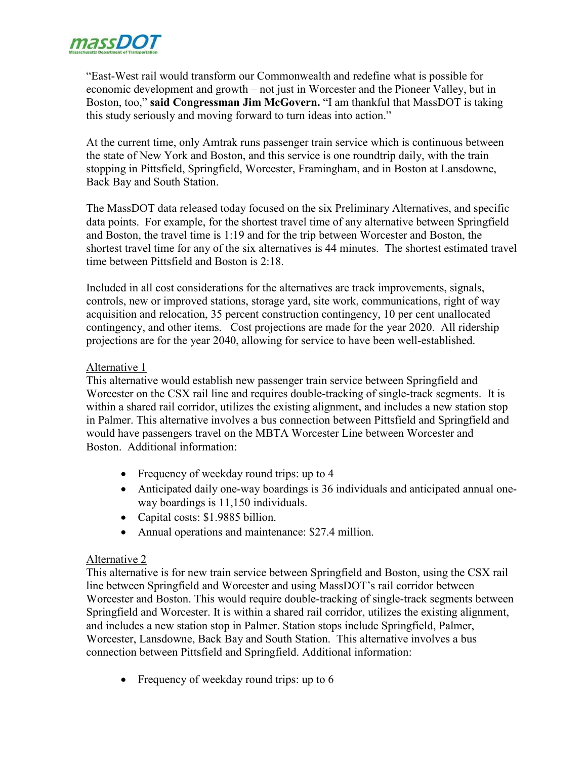"East-West rail would transform our Commonwealth and redefine what is possible for economic development and growth – not just in Worcester and the Pioneer Valley, but in Boston, too," **said Congressman Jim McGovern.** "I am thankful that MassDOT is taking this study seriously and moving forward to turn ideas into action."

At the current time, only Amtrak runs passenger train service which is continuous between the state of New York and Boston, and this service is one roundtrip daily, with the train stopping in Pittsfield, Springfield, Worcester, Framingham, and in Boston at Lansdowne, Back Bay and South Station.

The MassDOT data released today focused on the six Preliminary Alternatives, and specific data points. For example, for the shortest travel time of any alternative between Springfield and Boston, the travel time is 1:19 and for the trip between Worcester and Boston, the shortest travel time for any of the six alternatives is 44 minutes. The shortest estimated travel time between Pittsfield and Boston is 2:18.

Included in all cost considerations for the alternatives are track improvements, signals, controls, new or improved stations, storage yard, site work, communications, right of way acquisition and relocation, 35 percent construction contingency, 10 per cent unallocated contingency, and other items. Cost projections are made for the year 2020. All ridership projections are for the year 2040, allowing for service to have been well-established.

<u>Alternative 1</u>

This alternative would establish new passenger train service between Springfield and Worcester on the CSX rail line and requires double-tracking of single-track segments. It is within a shared rail corridor, utilizes the existing alignment, and includes a new station stop in Palmer. This alternative involves a bus connection between Pittsfield and Springfield and would have passengers travel on the MBTA Worcester Line between Worcester and Boston. Additional information:

- Frequency of weekday round trips: up to 4
- Anticipated daily one-way boardings is 36 individuals and anticipated annual one-way boardings is 11,150 individuals.
- Capital costs: $1.9885 billion.
- Annual operations and maintenance: $27.4 million.

<u>Alternative 2</u>

This alternative is for new train service between Springfield and Boston, using the CSX rail line between Springfield and Worcester and using MassDOT's rail corridor between Worcester and Boston. This would require double-tracking of single-track segments between Springfield and Worcester. It is within a shared rail corridor, utilizes the existing alignment, and includes a new station stop in Palmer. Station stops include Springfield, Palmer, Worcester, Lansdowne, Back Bay and South Station. This alternative involves a bus connection between Pittsfield and Springfield. Additional information:

- Frequency of weekday round trips: up to 6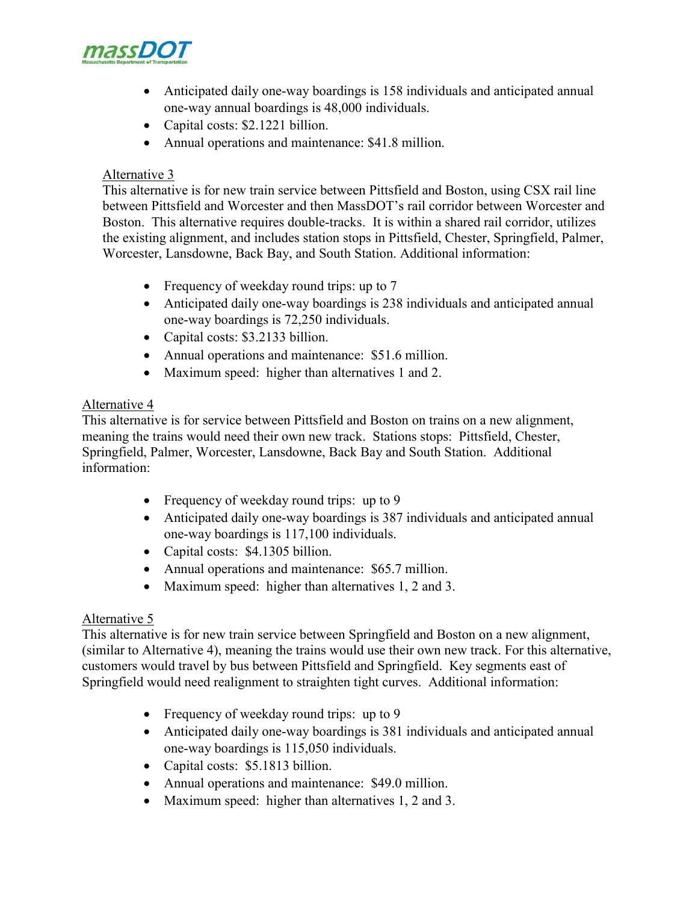- Anticipated daily one-way boardings is 158 individuals and anticipated annual one-way annual boardings is 48,000 individuals.
- Capital costs: $2.1221 billion.
- Annual operations and maintenance: $41.8 million.

Alternative 3

This alternative is for new train service between Pittsfield and Boston, using CSX rail line between Pittsfield and Worcester and then MassDOT's rail corridor between Worcester and Boston. This alternative requires double-tracks. It is within a shared rail corridor, utilizes the existing alignment, and includes station stops in Pittsfield, Chester, Springfield, Palmer, Worcester, Lansdowne, Back Bay, and South Station. Additional information:

- Frequency of weekday round trips: up to 7
- Anticipated daily one-way boardings is 238 individuals and anticipated annual one-way boardings is 72,250 individuals.
- Capital costs: $3.2133 billion.
- Annual operations and maintenance: $51.6 million.
- Maximum speed: higher than alternatives 1 and 2.

Alternative 4

This alternative is for service between Pittsfield and Boston on trains on a new alignment, meaning the trains would need their own new track. Stations stops: Pittsfield, Chester, Springfield, Palmer, Worcester, Lansdowne, Back Bay and South Station. Additional information:

- Frequency of weekday round trips: up to 9
- Anticipated daily one-way boardings is 387 individuals and anticipated annual one-way boardings is 117,100 individuals.
- Capital costs: $4.1305 billion.
- Annual operations and maintenance: $65.7 million.
- Maximum speed: higher than alternatives 1, 2 and 3.

Alternative 5

This alternative is for new train service between Springfield and Boston on a new alignment, (similar to Alternative 4), meaning the trains would use their own new track. For this alternative, customers would travel by bus between Pittsfield and Springfield. Key segments east of Springfield would need realignment to straighten tight curves. Additional information:

- Frequency of weekday round trips: up to 9
- Anticipated daily one-way boardings is 381 individuals and anticipated annual one-way boardings is 115,050 individuals.
- Capital costs: $5.1813 billion.
- Annual operations and maintenance: $49.0 million.
- Maximum speed: higher than alternatives 1, 2 and 3.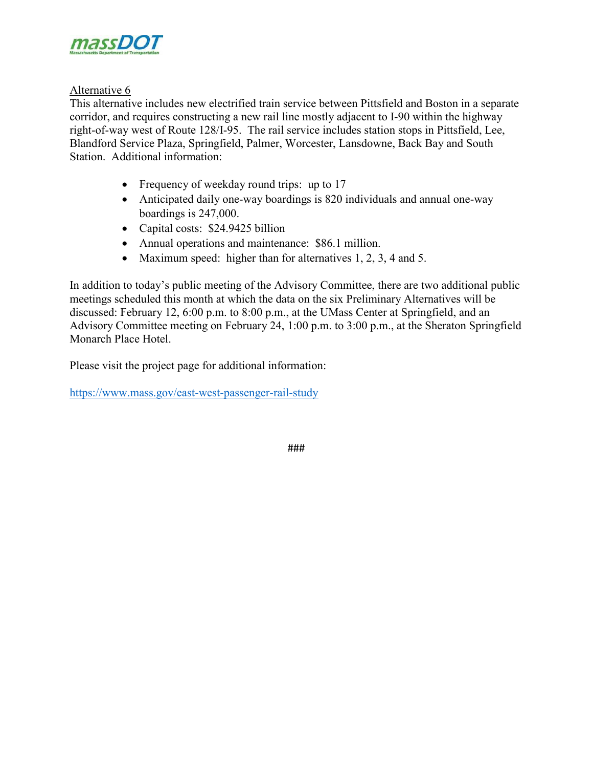Alternative 6

This alternative includes new electrified train service between Pittsfield and Boston in a separate corridor, and requires constructing a new rail line mostly adjacent to I-90 within the highway right-of-way west of Route 128/I-95. The rail service includes station stops in Pittsfield, Lee, Blandford Service Plaza, Springfield, Palmer, Worcester, Lansdowne, Back Bay and South Station. Additional information:

- Frequency of weekday round trips: up to 17
- Anticipated daily one-way boardings is 820 individuals and annual one-way boardings is 247,000.
- Capital costs: $24.9425 billion
- Annual operations and maintenance: $86.1 million.
- Maximum speed: higher than for alternatives 1, 2, 3, 4 and 5.

In addition to today's public meeting of the Advisory Committee, there are two additional public meetings scheduled this month at which the data on the six Preliminary Alternatives will be discussed: February 12, 6:00 p.m. to 8:00 p.m., at the UMass Center at Springfield, and an Advisory Committee meeting on February 24, 1:00 p.m. to 3:00 p.m., at the Sheraton Springfield Monarch Place Hotel.

Please visit the project page for additional information:

https://www.mass.gov/east-west-passenger-rail-study

###